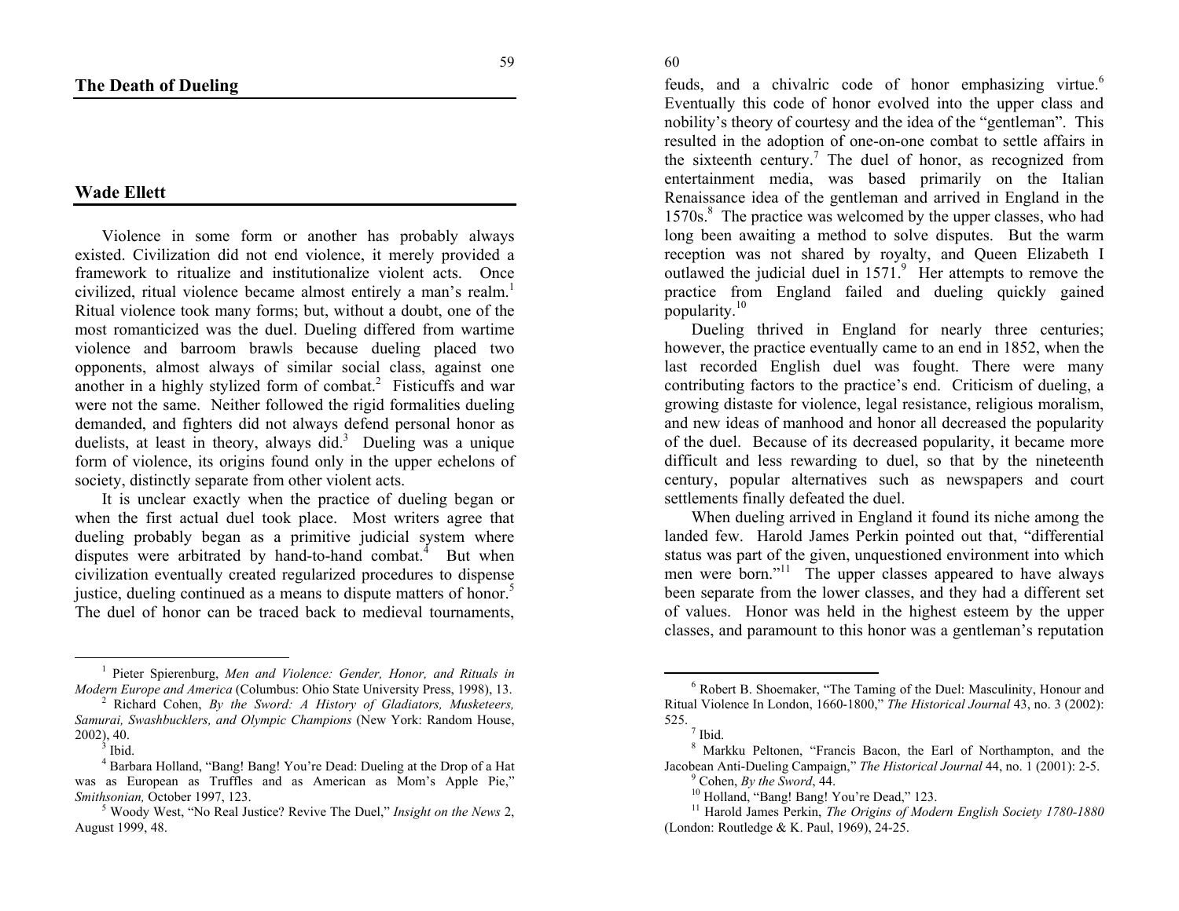# The Death of Dueling

## Wade Ellett

Violence in some form or another has probably always existed. Civilization did not end violence, it merely provided a framework to ritualize and institutionalize violent acts. Once civilized, ritual violence became almost entirely a man's realm.[1] Ritual violence took many forms; but, without a doubt, one of the most romanticized was the duel. Dueling differed from wartime violence and barroom brawls because dueling placed two opponents, almost always of similar social class, against one another in a highly stylized form of combat.[2] Fisticuffs and war were not the same. Neither followed the rigid formalities dueling demanded, and fighters did not always defend personal honor as duelists, at least in theory, always did.[3] Dueling was a unique form of violence, its origins found only in the upper echelons of society, distinctly separate from other violent acts.

It is unclear exactly when the practice of dueling began or when the first actual duel took place. Most writers agree that dueling probably began as a primitive judicial system where disputes were arbitrated by hand-to-hand combat.[4] But when civilization eventually created regularized procedures to dispense justice, dueling continued as a means to dispute matters of honor.[5] The duel of honor can be traced back to medieval tournaments, feuds, and a chivalric code of honor emphasizing virtue.[6] Eventually this code of honor evolved into the upper class and nobility's theory of courtesy and the idea of the "gentleman". This resulted in the adoption of one-on-one combat to settle affairs in the sixteenth century.[7] The duel of honor, as recognized from entertainment media, was based primarily on the Italian Renaissance idea of the gentleman and arrived in England in the 1570s.[8] The practice was welcomed by the upper classes, who had long been awaiting a method to solve disputes. But the warm reception was not shared by royalty, and Queen Elizabeth I outlawed the judicial duel in 1571.[9] Her attempts to remove the practice from England failed and dueling quickly gained popularity.[10]

Dueling thrived in England for nearly three centuries; however, the practice eventually came to an end in 1852, when the last recorded English duel was fought. There were many contributing factors to the practice's end. Criticism of dueling, a growing distaste for violence, legal resistance, religious moralism, and new ideas of manhood and honor all decreased the popularity of the duel. Because of its decreased popularity, it became more difficult and less rewarding to duel, so that by the nineteenth century, popular alternatives such as newspapers and court settlements finally defeated the duel.

When dueling arrived in England it found its niche among the landed few. Harold James Perkin pointed out that, "differential status was part of the given, unquestioned environment into which men were born."[11] The upper classes appeared to have always been separate from the lower classes, and they had a different set of values. Honor was held in the highest esteem by the upper classes, and paramount to this honor was a gentleman's reputation

---

[1] Pieter Spierenburg, *Men and Violence: Gender, Honor, and Rituals in Modern Europe and America* (Columbus: Ohio State University Press, 1998), 13.

[2] Richard Cohen, *By the Sword: A History of Gladiators, Musketeers, Samurai, Swashbucklers, and Olympic Champions* (New York: Random House, 2002), 40.

[3] Ibid.

[4] Barbara Holland, "Bang! Bang! You're Dead: Dueling at the Drop of a Hat was as European as Truffles and as American as Mom's Apple Pie," *Smithsonian,* October 1997, 123.

[5] Woody West, "No Real Justice? Revive The Duel," *Insight on the News* 2, August 1999, 48.

[6] Robert B. Shoemaker, "The Taming of the Duel: Masculinity, Honour and Ritual Violence In London, 1660-1800," *The Historical Journal* 43, no. 3 (2002): 525.

[7] Ibid.

[8] Markku Peltonen, "Francis Bacon, the Earl of Northampton, and the Jacobean Anti-Dueling Campaign," *The Historical Journal* 44, no. 1 (2001): 2-5.

[9] Cohen, *By the Sword*, 44.

[10] Holland, "Bang! Bang! You're Dead," 123.

[11] Harold James Perkin, *The Origins of Modern English Society 1780-1880* (London: Routledge & K. Paul, 1969), 24-25.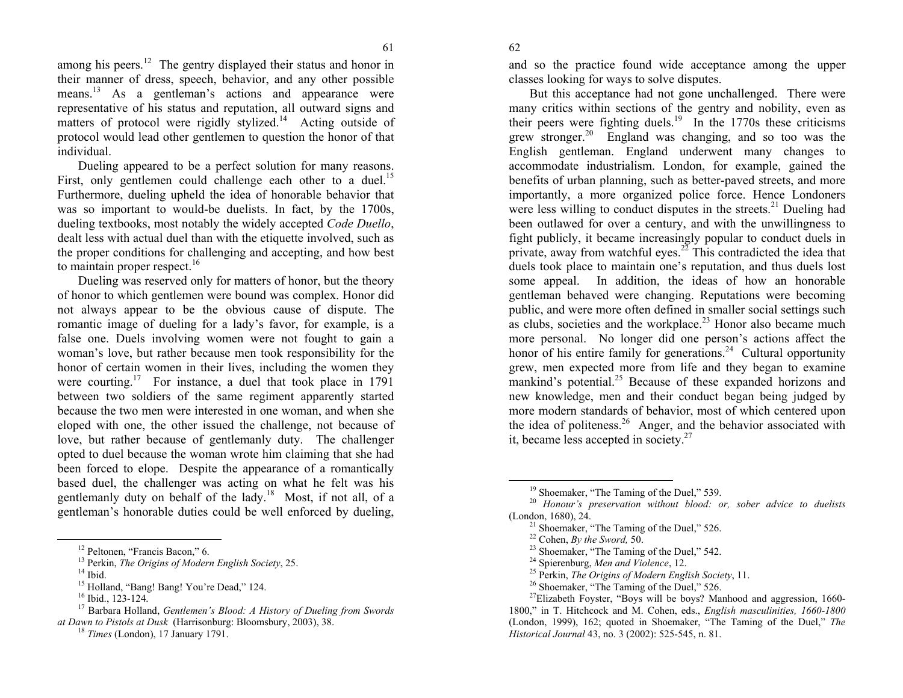among his peers.[12] The gentry displayed their status and honor in their manner of dress, speech, behavior, and any other possible means.[13] As a gentleman's actions and appearance were representative of his status and reputation, all outward signs and matters of protocol were rigidly stylized.[14] Acting outside of protocol would lead other gentlemen to question the honor of that individual.

Dueling appeared to be a perfect solution for many reasons. First, only gentlemen could challenge each other to a duel.[15] Furthermore, dueling upheld the idea of honorable behavior that was so important to would-be duelists. In fact, by the 1700s, dueling textbooks, most notably the widely accepted *Code Duello*, dealt less with actual duel than with the etiquette involved, such as the proper conditions for challenging and accepting, and how best to maintain proper respect.[16]

Dueling was reserved only for matters of honor, but the theory of honor to which gentlemen were bound was complex. Honor did not always appear to be the obvious cause of dispute. The romantic image of dueling for a lady's favor, for example, is a false one. Duels involving women were not fought to gain a woman's love, but rather because men took responsibility for the honor of certain women in their lives, including the women they were courting.[17] For instance, a duel that took place in 1791 between two soldiers of the same regiment apparently started because the two men were interested in one woman, and when she eloped with one, the other issued the challenge, not because of love, but rather because of gentlemanly duty. The challenger opted to duel because the woman wrote him claiming that she had been forced to elope. Despite the appearance of a romantically based duel, the challenger was acting on what he felt was his gentlemanly duty on behalf of the lady.[18] Most, if not all, of a gentleman's honorable duties could be well enforced by dueling, and so the practice found wide acceptance among the upper classes looking for ways to solve disputes.

But this acceptance had not gone unchallenged. There were many critics within sections of the gentry and nobility, even as their peers were fighting duels.[19] In the 1770s these criticisms grew stronger.[20] England was changing, and so too was the English gentleman. England underwent many changes to accommodate industrialism. London, for example, gained the benefits of urban planning, such as better-paved streets, and more importantly, a more organized police force. Hence Londoners were less willing to conduct disputes in the streets.[21] Dueling had been outlawed for over a century, and with the unwillingness to fight publicly, it became increasingly popular to conduct duels in private, away from watchful eyes.[22] This contradicted the idea that duels took place to maintain one's reputation, and thus duels lost some appeal. In addition, the ideas of how an honorable gentleman behaved were changing. Reputations were becoming public, and were more often defined in smaller social settings such as clubs, societies and the workplace.[23] Honor also became much more personal. No longer did one person's actions affect the honor of his entire family for generations.[24] Cultural opportunity grew, men expected more from life and they began to examine mankind's potential.[25] Because of these expanded horizons and new knowledge, men and their conduct began being judged by more modern standards of behavior, most of which centered upon the idea of politeness.[26] Anger, and the behavior associated with it, became less accepted in society.[27]

---

[12] Peltonen, "Francis Bacon," 6.

[13] Perkin, *The Origins of Modern English Society*, 25.

[14] Ibid.

[15] Holland, "Bang! Bang! You're Dead," 124.

[16] Ibid., 123-124.

[17] Barbara Holland, *Gentlemen's Blood: A History of Dueling from Swords at Dawn to Pistols at Dusk* (Harrisonburg: Bloomsbury, 2003), 38.

[18] *Times* (London), 17 January 1791.

[19] Shoemaker, "The Taming of the Duel," 539.

[20] *Honour's preservation without blood: or, sober advice to duelists* (London, 1680), 24.

[21] Shoemaker, "The Taming of the Duel," 526.

[22] Cohen, *By the Sword,* 50.

[23] Shoemaker, "The Taming of the Duel," 542.

[24] Spierenburg, *Men and Violence*, 12.

[25] Perkin, *The Origins of Modern English Society*, 11.

[26] Shoemaker, "The Taming of the Duel," 526.

[27] Elizabeth Foyster, "Boys will be boys? Manhood and aggression, 1660-1800," in T. Hitchcock and M. Cohen, eds., *English masculinities, 1660-1800* (London, 1999), 162; quoted in Shoemaker, "The Taming of the Duel," *The Historical Journal* 43, no. 3 (2002): 525-545, n. 81.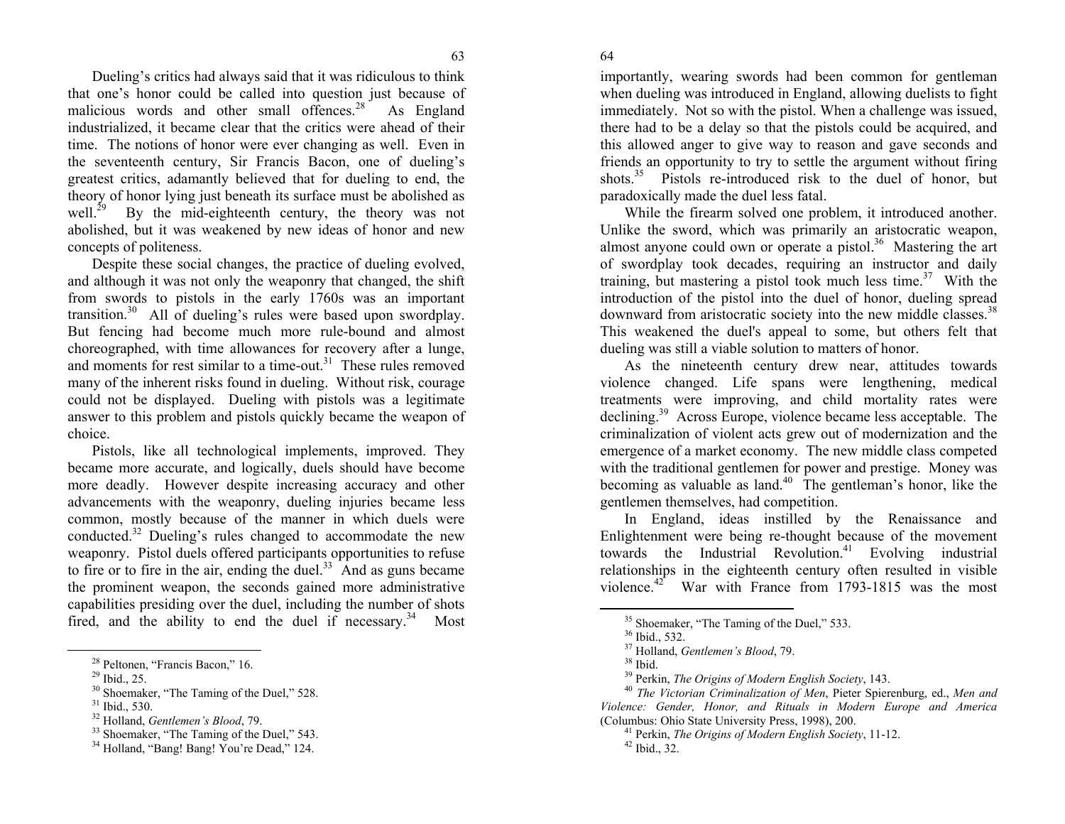Dueling's critics had always said that it was ridiculous to think that one's honor could be called into question just because of malicious words and other small offences.[28] As England industrialized, it became clear that the critics were ahead of their time. The notions of honor were ever changing as well. Even in the seventeenth century, Sir Francis Bacon, one of dueling's greatest critics, adamantly believed that for dueling to end, the theory of honor lying just beneath its surface must be abolished as well.[29] By the mid-eighteenth century, the theory was not abolished, but it was weakened by new ideas of honor and new concepts of politeness.

Despite these social changes, the practice of dueling evolved, and although it was not only the weaponry that changed, the shift from swords to pistols in the early 1760s was an important transition.[30] All of dueling's rules were based upon swordplay. But fencing had become much more rule-bound and almost choreographed, with time allowances for recovery after a lunge, and moments for rest similar to a time-out.[31] These rules removed many of the inherent risks found in dueling. Without risk, courage could not be displayed. Dueling with pistols was a legitimate answer to this problem and pistols quickly became the weapon of choice.

Pistols, like all technological implements, improved. They became more accurate, and logically, duels should have become more deadly. However despite increasing accuracy and other advancements with the weaponry, dueling injuries became less common, mostly because of the manner in which duels were conducted.[32] Dueling's rules changed to accommodate the new weaponry. Pistol duels offered participants opportunities to refuse to fire or to fire in the air, ending the duel.[33] And as guns became the prominent weapon, the seconds gained more administrative capabilities presiding over the duel, including the number of shots fired, and the ability to end the duel if necessary.[34] Most importantly, wearing swords had been common for gentleman when dueling was introduced in England, allowing duelists to fight immediately. Not so with the pistol. When a challenge was issued, there had to be a delay so that the pistols could be acquired, and this allowed anger to give way to reason and gave seconds and friends an opportunity to try to settle the argument without firing shots.[35] Pistols re-introduced risk to the duel of honor, but paradoxically made the duel less fatal.

While the firearm solved one problem, it introduced another. Unlike the sword, which was primarily an aristocratic weapon, almost anyone could own or operate a pistol.[36] Mastering the art of swordplay took decades, requiring an instructor and daily training, but mastering a pistol took much less time.[37] With the introduction of the pistol into the duel of honor, dueling spread downward from aristocratic society into the new middle classes.[38] This weakened the duel's appeal to some, but others felt that dueling was still a viable solution to matters of honor.

As the nineteenth century drew near, attitudes towards violence changed. Life spans were lengthening, medical treatments were improving, and child mortality rates were declining.[39] Across Europe, violence became less acceptable. The criminalization of violent acts grew out of modernization and the emergence of a market economy. The new middle class competed with the traditional gentlemen for power and prestige. Money was becoming as valuable as land.[40] The gentleman's honor, like the gentlemen themselves, had competition.

In England, ideas instilled by the Renaissance and Enlightenment were being re-thought because of the movement towards the Industrial Revolution.[41] Evolving industrial relationships in the eighteenth century often resulted in visible violence.[42] War with France from 1793-1815 was the most

---

[28] Peltonen, "Francis Bacon," 16.
[29] Ibid., 25.
[30] Shoemaker, "The Taming of the Duel," 528.
[31] Ibid., 530.
[32] Holland, *Gentlemen's Blood*, 79.
[33] Shoemaker, "The Taming of the Duel," 543.
[34] Holland, "Bang! Bang! You're Dead," 124.
[35] Shoemaker, "The Taming of the Duel," 533.
[36] Ibid., 532.
[37] Holland, *Gentlemen's Blood*, 79.
[38] Ibid.
[39] Perkin, *The Origins of Modern English Society*, 143.
[40] *The Victorian Criminalization of Men*, Pieter Spierenburg, ed., *Men and Violence: Gender, Honor, and Rituals in Modern Europe and America* (Columbus: Ohio State University Press, 1998), 200.
[41] Perkin, *The Origins of Modern English Society*, 11-12.
[42] Ibid., 32.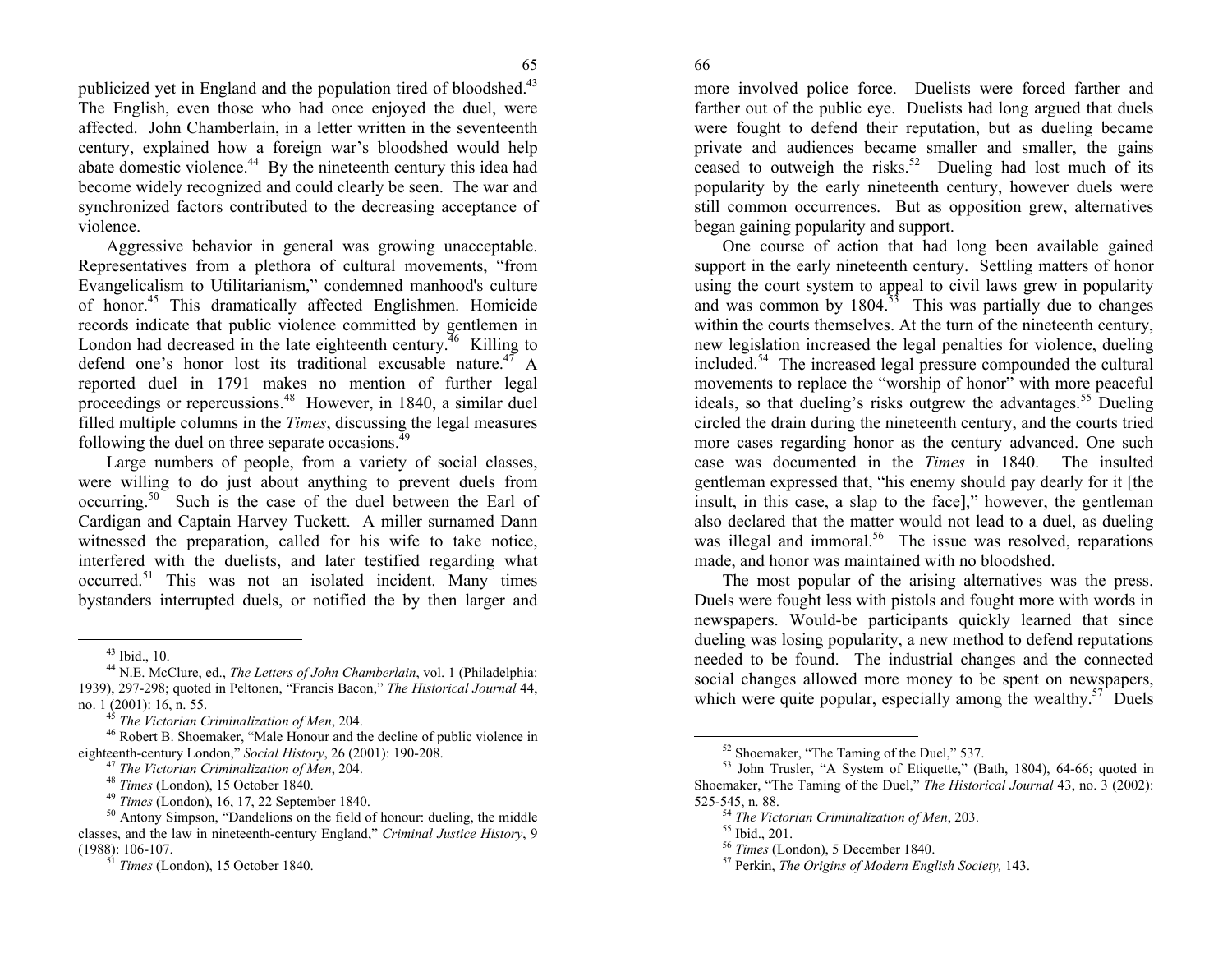publicized yet in England and the population tired of bloodshed.[43] The English, even those who had once enjoyed the duel, were affected. John Chamberlain, in a letter written in the seventeenth century, explained how a foreign war's bloodshed would help abate domestic violence.[44] By the nineteenth century this idea had become widely recognized and could clearly be seen. The war and synchronized factors contributed to the decreasing acceptance of violence.

Aggressive behavior in general was growing unacceptable. Representatives from a plethora of cultural movements, "from Evangelicalism to Utilitarianism," condemned manhood's culture of honor.[45] This dramatically affected Englishmen. Homicide records indicate that public violence committed by gentlemen in London had decreased in the late eighteenth century.[46] Killing to defend one's honor lost its traditional excusable nature.[47] A reported duel in 1791 makes no mention of further legal proceedings or repercussions.[48] However, in 1840, a similar duel filled multiple columns in the *Times*, discussing the legal measures following the duel on three separate occasions.[49]

Large numbers of people, from a variety of social classes, were willing to do just about anything to prevent duels from occurring.[50] Such is the case of the duel between the Earl of Cardigan and Captain Harvey Tuckett. A miller surnamed Dann witnessed the preparation, called for his wife to take notice, interfered with the duelists, and later testified regarding what occurred.[51] This was not an isolated incident. Many times bystanders interrupted duels, or notified the by then larger and more involved police force. Duelists were forced farther and farther out of the public eye. Duelists had long argued that duels were fought to defend their reputation, but as dueling became private and audiences became smaller and smaller, the gains ceased to outweigh the risks.[52] Dueling had lost much of its popularity by the early nineteenth century, however duels were still common occurrences. But as opposition grew, alternatives began gaining popularity and support.

One course of action that had long been available gained support in the early nineteenth century. Settling matters of honor using the court system to appeal to civil laws grew in popularity and was common by 1804.[53] This was partially due to changes within the courts themselves. At the turn of the nineteenth century, new legislation increased the legal penalties for violence, dueling included.[54] The increased legal pressure compounded the cultural movements to replace the "worship of honor" with more peaceful ideals, so that dueling's risks outgrew the advantages.[55] Dueling circled the drain during the nineteenth century, and the courts tried more cases regarding honor as the century advanced. One such case was documented in the *Times* in 1840. The insulted gentleman expressed that, "his enemy should pay dearly for it [the insult, in this case, a slap to the face]," however, the gentleman also declared that the matter would not lead to a duel, as dueling was illegal and immoral.[56] The issue was resolved, reparations made, and honor was maintained with no bloodshed.

The most popular of the arising alternatives was the press. Duels were fought less with pistols and fought more with words in newspapers. Would-be participants quickly learned that since dueling was losing popularity, a new method to defend reputations needed to be found. The industrial changes and the connected social changes allowed more money to be spent on newspapers, which were quite popular, especially among the wealthy.[57] Duels

---

[43] Ibid., 10.

[44] N.E. McClure, ed., *The Letters of John Chamberlain*, vol. 1 (Philadelphia: 1939), 297-298; quoted in Peltonen, "Francis Bacon," *The Historical Journal* 44, no. 1 (2001): 16, n. 55.

[45] *The Victorian Criminalization of Men*, 204.

[46] Robert B. Shoemaker, "Male Honour and the decline of public violence in eighteenth-century London," *Social History*, 26 (2001): 190-208.

[47] *The Victorian Criminalization of Men*, 204.

[48] *Times* (London), 15 October 1840.

[49] *Times* (London), 16, 17, 22 September 1840.

[50] Antony Simpson, "Dandelions on the field of honour: dueling, the middle classes, and the law in nineteenth-century England," *Criminal Justice History*, 9 (1988): 106-107.

[51] *Times* (London), 15 October 1840.

[52] Shoemaker, "The Taming of the Duel," 537.

[53] John Trusler, "A System of Etiquette," (Bath, 1804), 64-66; quoted in Shoemaker, "The Taming of the Duel," *The Historical Journal* 43, no. 3 (2002): 525-545, n. 88.

[54] *The Victorian Criminalization of Men*, 203.

[55] Ibid., 201.

[56] *Times* (London), 5 December 1840.

[57] Perkin, *The Origins of Modern English Society,* 143.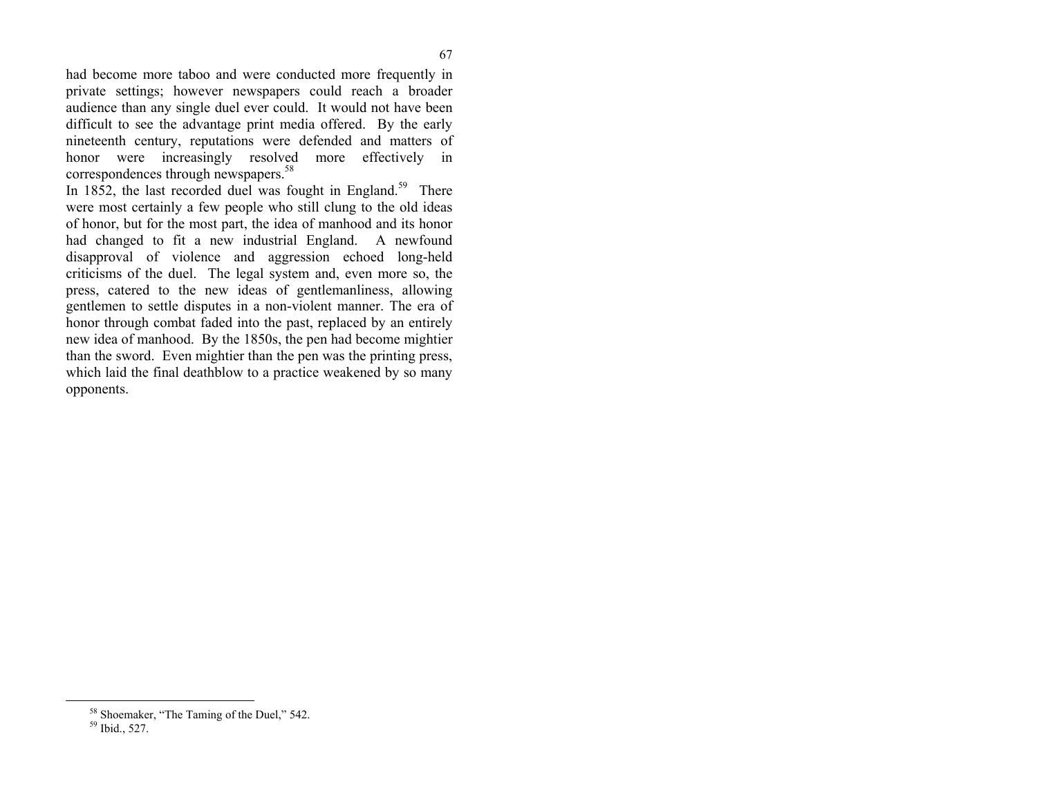had become more taboo and were conducted more frequently in private settings; however newspapers could reach a broader audience than any single duel ever could. It would not have been difficult to see the advantage print media offered. By the early nineteenth century, reputations were defended and matters of honor were increasingly resolved more effectively in correspondences through newspapers.[58]

In 1852, the last recorded duel was fought in England.[59] There were most certainly a few people who still clung to the old ideas of honor, but for the most part, the idea of manhood and its honor had changed to fit a new industrial England. A newfound disapproval of violence and aggression echoed long-held criticisms of the duel. The legal system and, even more so, the press, catered to the new ideas of gentlemanliness, allowing gentlemen to settle disputes in a non-violent manner. The era of honor through combat faded into the past, replaced by an entirely new idea of manhood. By the 1850s, the pen had become mightier than the sword. Even mightier than the pen was the printing press, which laid the final deathblow to a practice weakened by so many opponents.

---

[58] Shoemaker, "The Taming of the Duel," 542.

[59] Ibid., 527.